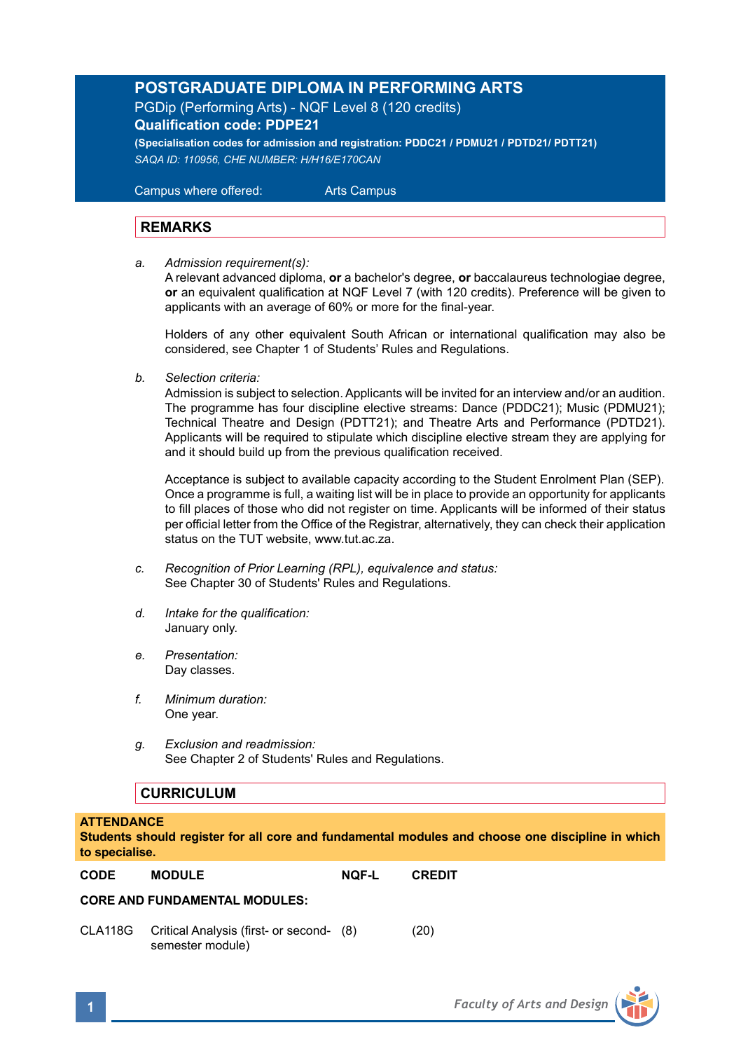# POSTGRADUATE DIPLOMA IN PERFORMING ARTS

PGDip (Performing Arts) - NQF Level 8 (120 credits)

**Qualification code: PDPE21**

**(Specialisation codes for admission and registration: PDDC21 / PDMU21 / PDTD21/ PDTT21)**

*SAQA ID: 110956, CHE NUMBER: H/H16/E170CAN*

Campus where offered: Arts Campus

## REMARKS

a. *Admission requirement(s):*
A relevant advanced diploma, **or** a bachelor's degree, **or** baccalaureus technologiae degree, **or** an equivalent qualification at NQF Level 7 (with 120 credits). Preference will be given to applicants with an average of 60% or more for the final-year.

Holders of any other equivalent South African or international qualification may also be considered, see Chapter 1 of Students' Rules and Regulations.

b. *Selection criteria:*
Admission is subject to selection. Applicants will be invited for an interview and/or an audition. The programme has four discipline elective streams: Dance (PDDC21); Music (PDMU21); Technical Theatre and Design (PDTT21); and Theatre Arts and Performance (PDTD21). Applicants will be required to stipulate which discipline elective stream they are applying for and it should build up from the previous qualification received.

Acceptance is subject to available capacity according to the Student Enrolment Plan (SEP). Once a programme is full, a waiting list will be in place to provide an opportunity for applicants to fill places of those who did not register on time. Applicants will be informed of their status per official letter from the Office of the Registrar, alternatively, they can check their application status on the TUT website, www.tut.ac.za.

c. *Recognition of Prior Learning (RPL), equivalence and status:*
See Chapter 30 of Students' Rules and Regulations.

d. *Intake for the qualification:*
January only.

e. *Presentation:*
Day classes.

f. *Minimum duration:*
One year.

g. *Exclusion and readmission:*
See Chapter 2 of Students' Rules and Regulations.

## CURRICULUM

**ATTENDANCE**
**Students should register for all core and fundamental modules and choose one discipline in which to specialise.**

| CODE | MODULE | NQF-L | CREDIT |
|---|---|---|---|
| **CORE AND FUNDAMENTAL MODULES:** | | | |
| CLA118G | Critical Analysis (first- or second-semester module) | (8) | (20) |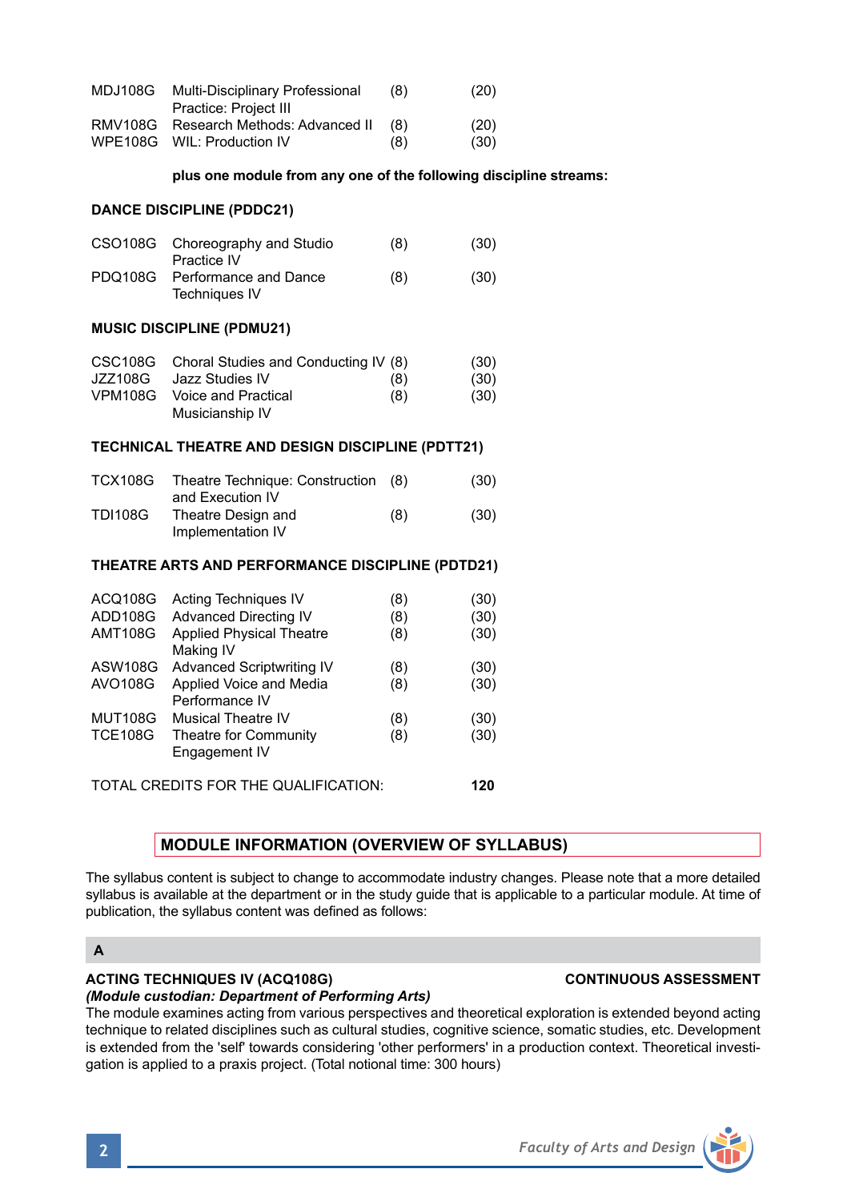| | | | |
|---|---|---|---|
| MDJ108G | Multi-Disciplinary Professional Practice: Project III | (8) | (20) |
| RMV108G | Research Methods: Advanced II | (8) | (20) |
| WPE108G | WIL: Production IV | (8) | (30) |

**plus one module from any one of the following discipline streams:**

**DANCE DISCIPLINE (PDDC21)**

| | | | |
|---|---|---|---|
| CSO108G | Choreography and Studio Practice IV | (8) | (30) |
| PDQ108G | Performance and Dance Techniques IV | (8) | (30) |

**MUSIC DISCIPLINE (PDMU21)**

| | | | |
|---|---|---|---|
| CSC108G | Choral Studies and Conducting IV | (8) | (30) |
| JZZ108G | Jazz Studies IV | (8) | (30) |
| VPM108G | Voice and Practical Musicianship IV | (8) | (30) |

**TECHNICAL THEATRE AND DESIGN DISCIPLINE (PDTT21)**

| | | | |
|---|---|---|---|
| TCX108G | Theatre Technique: Construction and Execution IV | (8) | (30) |
| TDI108G | Theatre Design and Implementation IV | (8) | (30) |

**THEATRE ARTS AND PERFORMANCE DISCIPLINE (PDTD21)**

| | | | |
|---|---|---|---|
| ACQ108G | Acting Techniques IV | (8) | (30) |
| ADD108G | Advanced Directing IV | (8) | (30) |
| AMT108G | Applied Physical Theatre Making IV | (8) | (30) |
| ASW108G | Advanced Scriptwriting IV | (8) | (30) |
| AVO108G | Applied Voice and Media Performance IV | (8) | (30) |
| MUT108G | Musical Theatre IV | (8) | (30) |
| TCE108G | Theatre for Community Engagement IV | (8) | (30) |

TOTAL CREDITS FOR THE QUALIFICATION: **120**

## MODULE INFORMATION (OVERVIEW OF SYLLABUS)

The syllabus content is subject to change to accommodate industry changes. Please note that a more detailed syllabus is available at the department or in the study guide that is applicable to a particular module. At time of publication, the syllabus content was defined as follows:

### A

**ACTING TECHNIQUES IV (ACQ108G)** **CONTINUOUS ASSESSMENT**
***(Module custodian: Department of Performing Arts)***
The module examines acting from various perspectives and theoretical exploration is extended beyond acting technique to related disciplines such as cultural studies, cognitive science, somatic studies, etc. Development is extended from the 'self' towards considering 'other performers' in a production context. Theoretical investigation is applied to a praxis project. (Total notional time: 300 hours)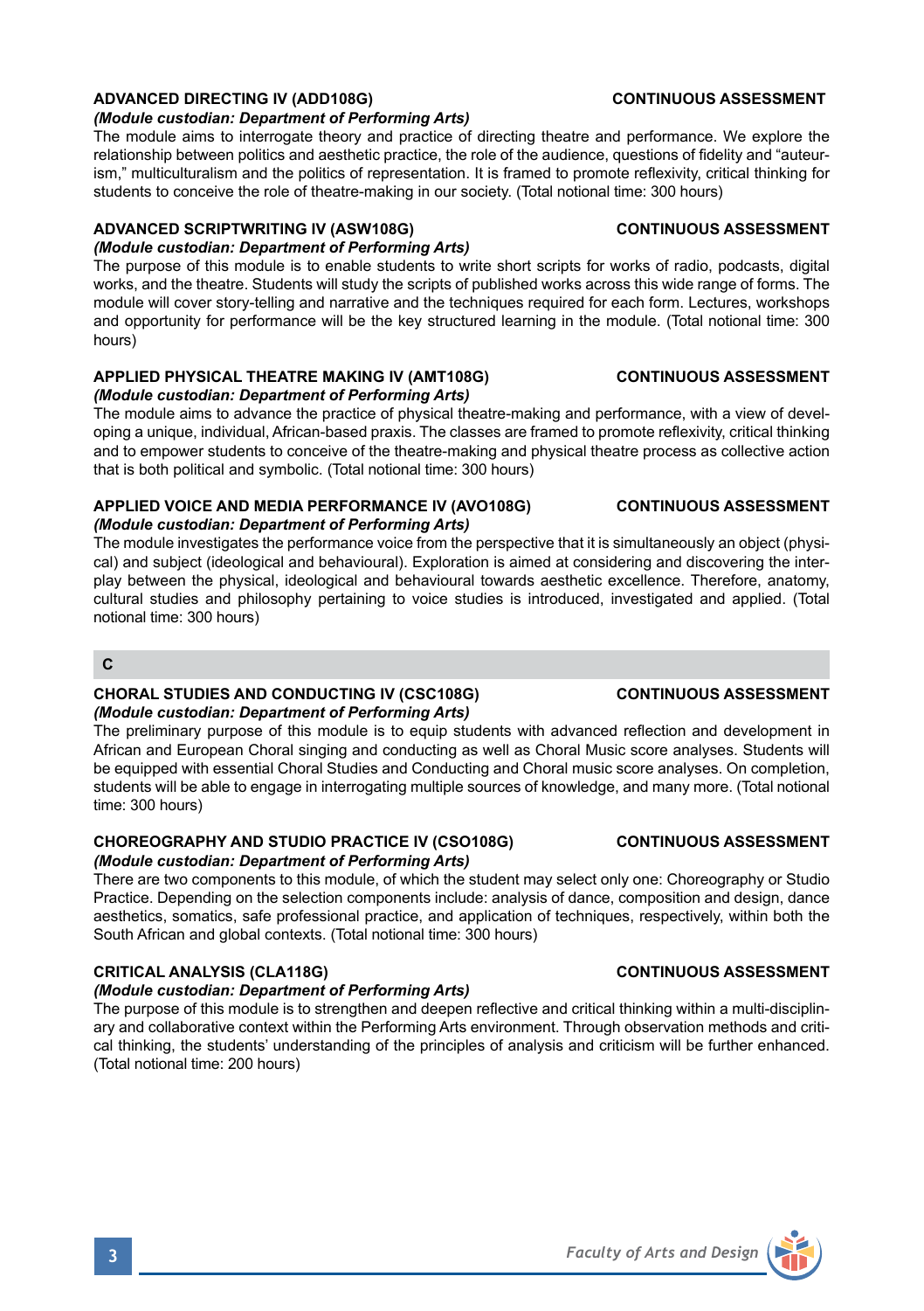### ADVANCED DIRECTING IV (ADD108G) CONTINUOUS ASSESSMENT

*(Module custodian: Department of Performing Arts)*

The module aims to interrogate theory and practice of directing theatre and performance. We explore the relationship between politics and aesthetic practice, the role of the audience, questions of fidelity and "auteurism," multiculturalism and the politics of representation. It is framed to promote reflexivity, critical thinking for students to conceive the role of theatre-making in our society. (Total notional time: 300 hours)

### ADVANCED SCRIPTWRITING IV (ASW108G) CONTINUOUS ASSESSMENT

*(Module custodian: Department of Performing Arts)*

The purpose of this module is to enable students to write short scripts for works of radio, podcasts, digital works, and the theatre. Students will study the scripts of published works across this wide range of forms. The module will cover story-telling and narrative and the techniques required for each form. Lectures, workshops and opportunity for performance will be the key structured learning in the module. (Total notional time: 300 hours)

### APPLIED PHYSICAL THEATRE MAKING IV (AMT108G) CONTINUOUS ASSESSMENT

*(Module custodian: Department of Performing Arts)*

The module aims to advance the practice of physical theatre-making and performance, with a view of developing a unique, individual, African-based praxis. The classes are framed to promote reflexivity, critical thinking and to empower students to conceive of the theatre-making and physical theatre process as collective action that is both political and symbolic. (Total notional time: 300 hours)

### APPLIED VOICE AND MEDIA PERFORMANCE IV (AVO108G) CONTINUOUS ASSESSMENT

*(Module custodian: Department of Performing Arts)*

The module investigates the performance voice from the perspective that it is simultaneously an object (physical) and subject (ideological and behavioural). Exploration is aimed at considering and discovering the interplay between the physical, ideological and behavioural towards aesthetic excellence. Therefore, anatomy, cultural studies and philosophy pertaining to voice studies is introduced, investigated and applied. (Total notional time: 300 hours)

## C

### CHORAL STUDIES AND CONDUCTING IV (CSC108G) CONTINUOUS ASSESSMENT

*(Module custodian: Department of Performing Arts)*

The preliminary purpose of this module is to equip students with advanced reflection and development in African and European Choral singing and conducting as well as Choral Music score analyses. Students will be equipped with essential Choral Studies and Conducting and Choral music score analyses. On completion, students will be able to engage in interrogating multiple sources of knowledge, and many more. (Total notional time: 300 hours)

### CHOREOGRAPHY AND STUDIO PRACTICE IV (CSO108G) CONTINUOUS ASSESSMENT

*(Module custodian: Department of Performing Arts)*

There are two components to this module, of which the student may select only one: Choreography or Studio Practice. Depending on the selection components include: analysis of dance, composition and design, dance aesthetics, somatics, safe professional practice, and application of techniques, respectively, within both the South African and global contexts. (Total notional time: 300 hours)

### CRITICAL ANALYSIS (CLA118G) CONTINUOUS ASSESSMENT

*(Module custodian: Department of Performing Arts)*

The purpose of this module is to strengthen and deepen reflective and critical thinking within a multi-disciplinary and collaborative context within the Performing Arts environment. Through observation methods and critical thinking, the students' understanding of the principles of analysis and criticism will be further enhanced. (Total notional time: 200 hours)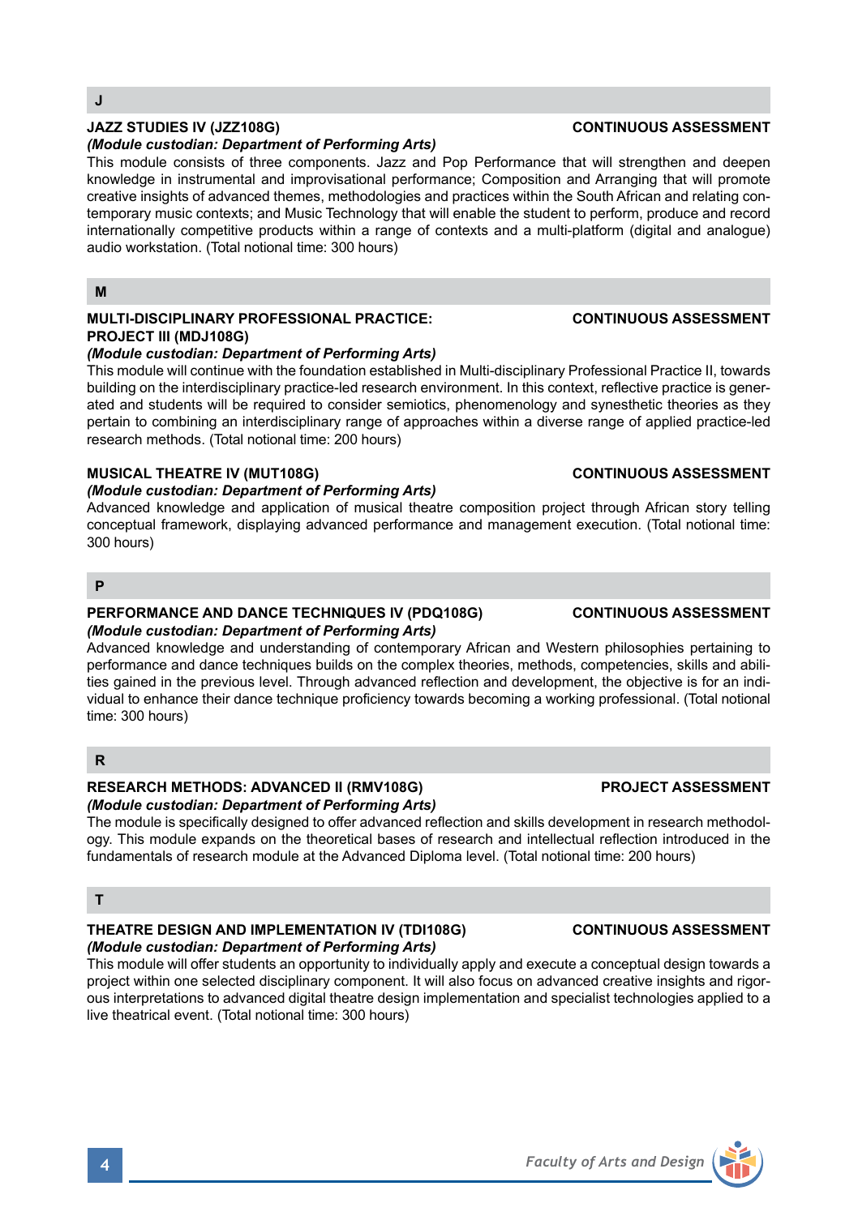## J

**JAZZ STUDIES IV (JZZ108G)** **CONTINUOUS ASSESSMENT**

***(Module custodian: Department of Performing Arts)***

This module consists of three components. Jazz and Pop Performance that will strengthen and deepen knowledge in instrumental and improvisational performance; Composition and Arranging that will promote creative insights of advanced themes, methodologies and practices within the South African and relating contemporary music contexts; and Music Technology that will enable the student to perform, produce and record internationally competitive products within a range of contexts and a multi-platform (digital and analogue) audio workstation. (Total notional time: 300 hours)

## M

**MULTI-DISCIPLINARY PROFESSIONAL PRACTICE: PROJECT III (MDJ108G)** **CONTINUOUS ASSESSMENT**

***(Module custodian: Department of Performing Arts)***

This module will continue with the foundation established in Multi-disciplinary Professional Practice II, towards building on the interdisciplinary practice-led research environment. In this context, reflective practice is generated and students will be required to consider semiotics, phenomenology and synesthetic theories as they pertain to combining an interdisciplinary range of approaches within a diverse range of applied practice-led research methods. (Total notional time: 200 hours)

**MUSICAL THEATRE IV (MUT108G)** **CONTINUOUS ASSESSMENT**

***(Module custodian: Department of Performing Arts)***

Advanced knowledge and application of musical theatre composition project through African story telling conceptual framework, displaying advanced performance and management execution. (Total notional time: 300 hours)

## P

**PERFORMANCE AND DANCE TECHNIQUES IV (PDQ108G)** **CONTINUOUS ASSESSMENT**

***(Module custodian: Department of Performing Arts)***

Advanced knowledge and understanding of contemporary African and Western philosophies pertaining to performance and dance techniques builds on the complex theories, methods, competencies, skills and abilities gained in the previous level. Through advanced reflection and development, the objective is for an individual to enhance their dance technique proficiency towards becoming a working professional. (Total notional time: 300 hours)

## R

**RESEARCH METHODS: ADVANCED II (RMV108G)** **PROJECT ASSESSMENT**

***(Module custodian: Department of Performing Arts)***

The module is specifically designed to offer advanced reflection and skills development in research methodology. This module expands on the theoretical bases of research and intellectual reflection introduced in the fundamentals of research module at the Advanced Diploma level. (Total notional time: 200 hours)

## T

**THEATRE DESIGN AND IMPLEMENTATION IV (TDI108G)** **CONTINUOUS ASSESSMENT**

***(Module custodian: Department of Performing Arts)***

This module will offer students an opportunity to individually apply and execute a conceptual design towards a project within one selected disciplinary component. It will also focus on advanced creative insights and rigorous interpretations to advanced digital theatre design implementation and specialist technologies applied to a live theatrical event. (Total notional time: 300 hours)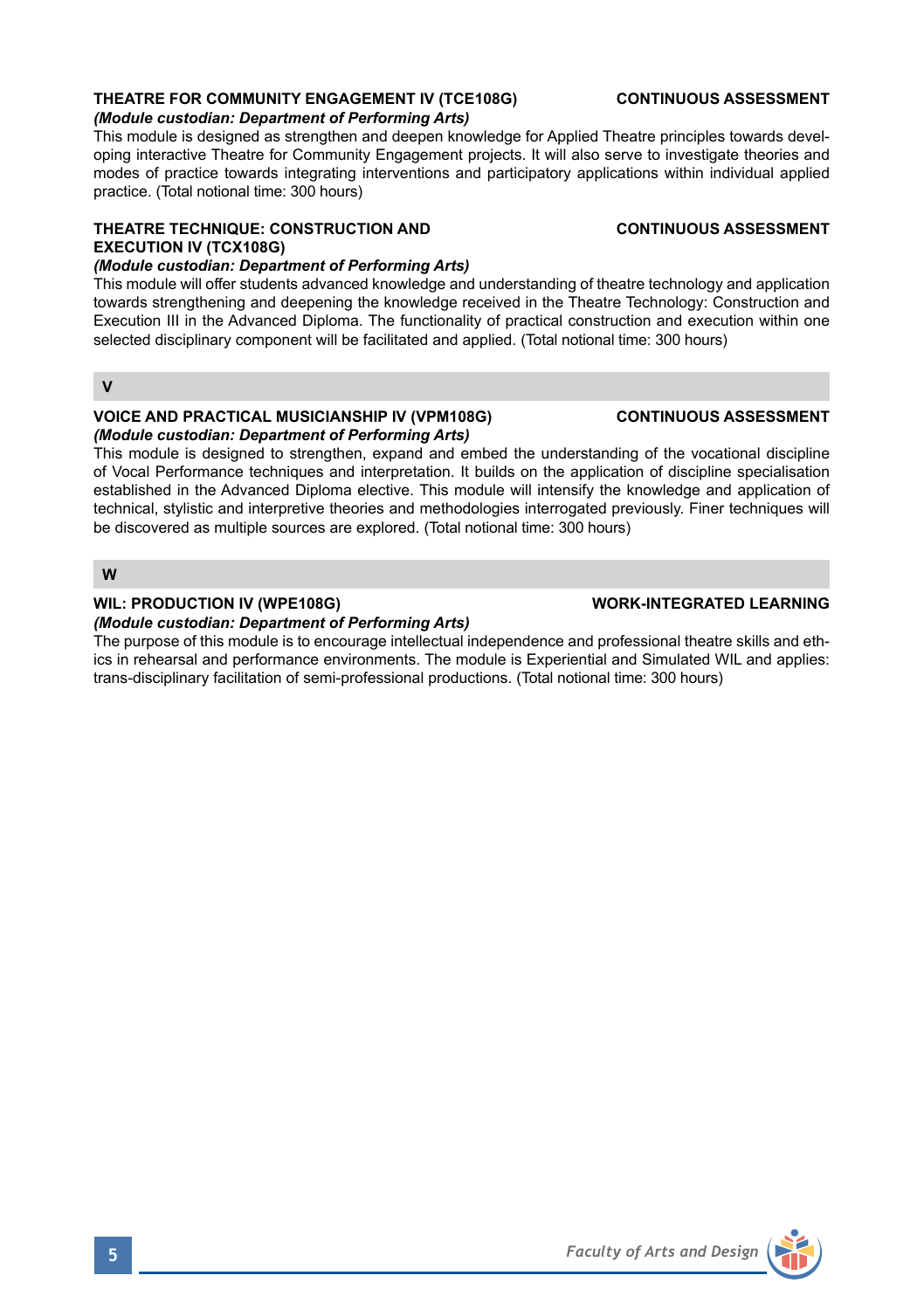**THEATRE FOR COMMUNITY ENGAGEMENT IV (TCE108G)** **CONTINUOUS ASSESSMENT**

***(Module custodian: Department of Performing Arts)***

This module is designed as strengthen and deepen knowledge for Applied Theatre principles towards developing interactive Theatre for Community Engagement projects. It will also serve to investigate theories and modes of practice towards integrating interventions and participatory applications within individual applied practice. (Total notional time: 300 hours)

**THEATRE TECHNIQUE: CONSTRUCTION AND EXECUTION IV (TCX108G)** **CONTINUOUS ASSESSMENT**

***(Module custodian: Department of Performing Arts)***

This module will offer students advanced knowledge and understanding of theatre technology and application towards strengthening and deepening the knowledge received in the Theatre Technology: Construction and Execution III in the Advanced Diploma. The functionality of practical construction and execution within one selected disciplinary component will be facilitated and applied. (Total notional time: 300 hours)

## V

**VOICE AND PRACTICAL MUSICIANSHIP IV (VPM108G)** **CONTINUOUS ASSESSMENT**

***(Module custodian: Department of Performing Arts)***

This module is designed to strengthen, expand and embed the understanding of the vocational discipline of Vocal Performance techniques and interpretation. It builds on the application of discipline specialisation established in the Advanced Diploma elective. This module will intensify the knowledge and application of technical, stylistic and interpretive theories and methodologies interrogated previously. Finer techniques will be discovered as multiple sources are explored. (Total notional time: 300 hours)

## W

**WIL: PRODUCTION IV (WPE108G)** **WORK-INTEGRATED LEARNING**

***(Module custodian: Department of Performing Arts)***

The purpose of this module is to encourage intellectual independence and professional theatre skills and ethics in rehearsal and performance environments. The module is Experiential and Simulated WIL and applies: trans-disciplinary facilitation of semi-professional productions. (Total notional time: 300 hours)